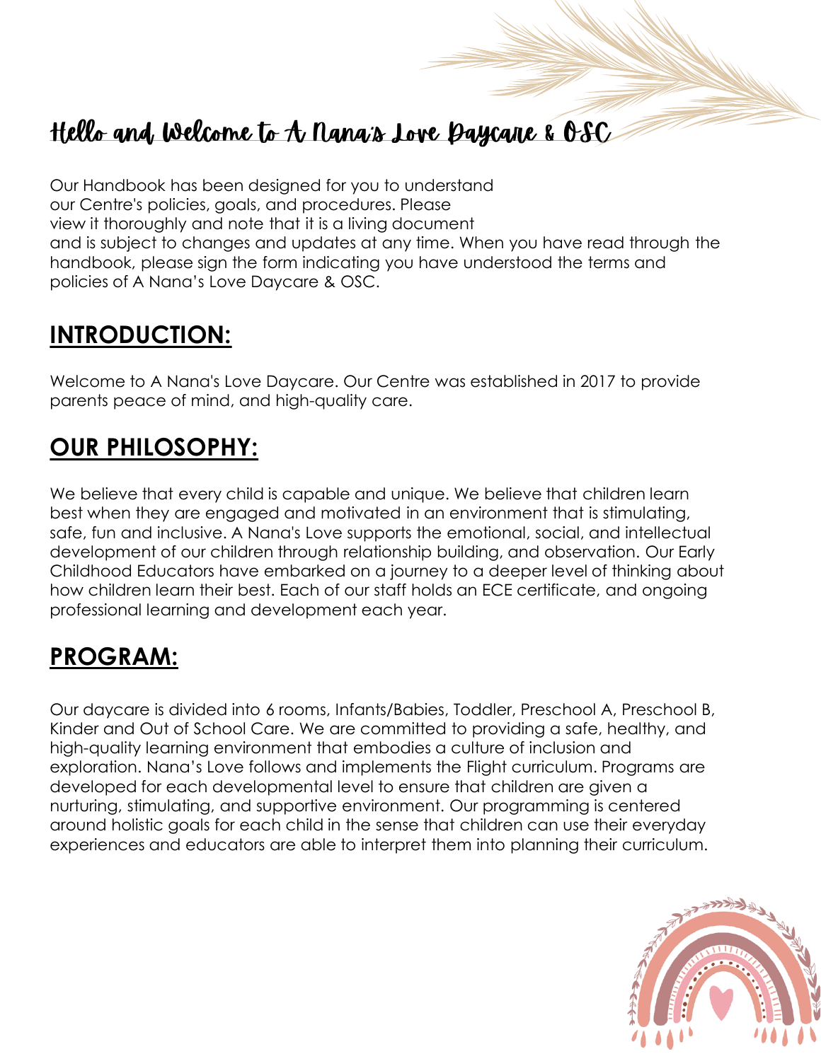# Hello and Welcome to A Nana's Love Daycare & OSC

Our Handbook has been designed for you to understand our Centre's policies, goals, and procedures. Please view it thoroughly and note that it is a living document and is subject to changes and updates at any time. When you have read through the handbook, please sign the form indicating you have understood the terms and policies of A Nana's Love Daycare & OSC.

## INTRODUCTION:

Welcome to A Nana's Love Daycare. Our Centre was established in 2017 to provide parents peace of mind, and high-quality care.

## OUR PHILOSOPHY:

We believe that every child is capable and unique. We believe that children learn best when they are engaged and motivated in an environment that is stimulating, safe, fun and inclusive. A Nana's Love supports the emotional, social, and intellectual development of our children through relationship building, and observation. Our Early Childhood Educators have embarked on a journey to a deeper level of thinking about how children learn their best. Each of our staff holds an ECE certificate, and ongoing professional learning and development each year.

## PROGRAM:

Our daycare is divided into 6 rooms, Infants/Babies, Toddler, Preschool A, Preschool B, Kinder and Out of School Care. We are committed to providing a safe, healthy, and high-quality learning environment that embodies a culture of inclusion and exploration. Nana's Love follows and implements the Flight curriculum. Programs are developed for each developmental level to ensure that children are given a nurturing, stimulating, and supportive environment. Our programming is centered around holistic goals for each child in the sense that children can use their everyday experiences and educators are able to interpret them into planning their curriculum.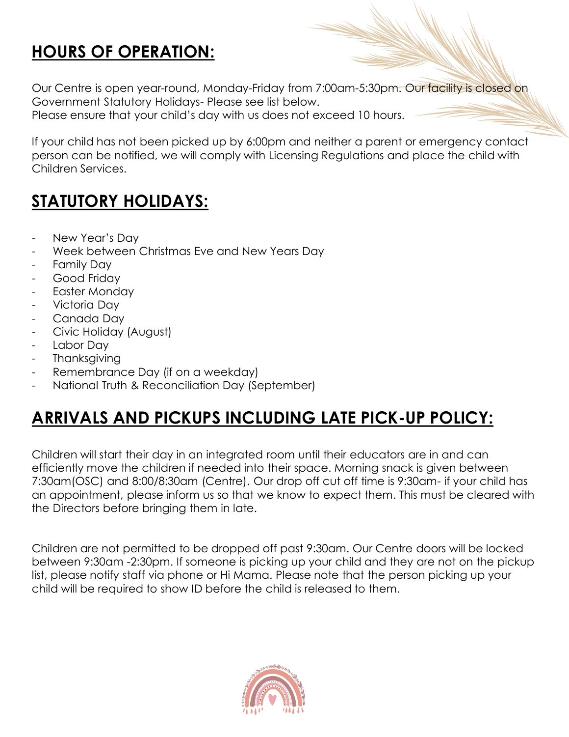## HOURS OF OPERATION:

Our Centre is open year-round, Monday-Friday from 7:00am-5:30pm. Our facility is closed on Government Statutory Holidays- Please see list below.
Please ensure that your child's day with us does not exceed 10 hours.

If your child has not been picked up by 6:00pm and neither a parent or emergency contact person can be notified, we will comply with Licensing Regulations and place the child with Children Services.

## STATUTORY HOLIDAYS:

- New Year's Day
- Week between Christmas Eve and New Years Day
- Family Day
- Good Friday
- Easter Monday
- Victoria Day
- Canada Day
- Civic Holiday (August)
- Labor Day
- Thanksgiving
- Remembrance Day (if on a weekday)
- National Truth & Reconciliation Day (September)

## ARRIVALS AND PICKUPS INCLUDING LATE PICK-UP POLICY:

Children will start their day in an integrated room until their educators are in and can efficiently move the children if needed into their space. Morning snack is given between 7:30am(OSC) and 8:00/8:30am (Centre). Our drop off cut off time is 9:30am- if your child has an appointment, please inform us so that we know to expect them. This must be cleared with the Directors before bringing them in late.

Children are not permitted to be dropped off past 9:30am. Our Centre doors will be locked between 9:30am -2:30pm. If someone is picking up your child and they are not on the pickup list, please notify staff via phone or Hi Mama. Please note that the person picking up your child will be required to show ID before the child is released to them.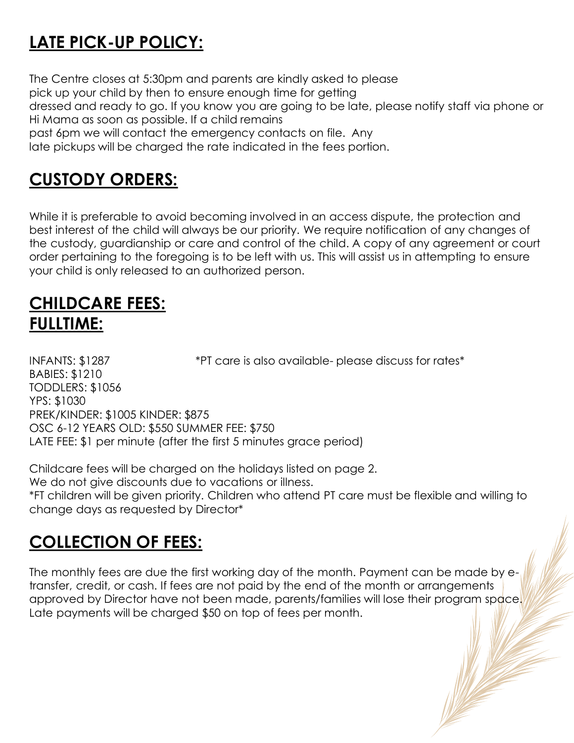## LATE PICK-UP POLICY:

The Centre closes at 5:30pm and parents are kindly asked to please pick up your child by then to ensure enough time for getting dressed and ready to go. If you know you are going to be late, please notify staff via phone or Hi Mama as soon as possible. If a child remains past 6pm we will contact the emergency contacts on file. Any late pickups will be charged the rate indicated in the fees portion.

## CUSTODY ORDERS:

While it is preferable to avoid becoming involved in an access dispute, the protection and best interest of the child will always be our priority. We require notification of any changes of the custody, guardianship or care and control of the child. A copy of any agreement or court order pertaining to the foregoing is to be left with us. This will assist us in attempting to ensure your child is only released to an authorized person.

## CHILDCARE FEES:
## FULLTIME:

INFANTS: $1287

*PT care is also available- please discuss for rates*

BABIES: $1210
TODDLERS: $1056
YPS: $1030
PREK/KINDER: $1005 KINDER: $875
OSC 6-12 YEARS OLD: $550 SUMMER FEE: $750
LATE FEE: $1 per minute (after the first 5 minutes grace period)

Childcare fees will be charged on the holidays listed on page 2.
We do not give discounts due to vacations or illness.
*FT children will be given priority. Children who attend PT care must be flexible and willing to change days as requested by Director*

## COLLECTION OF FEES:

The monthly fees are due the first working day of the month. Payment can be made by e-transfer, credit, or cash. If fees are not paid by the end of the month or arrangements approved by Director have not been made, parents/families will lose their program space. Late payments will be charged $50 on top of fees per month.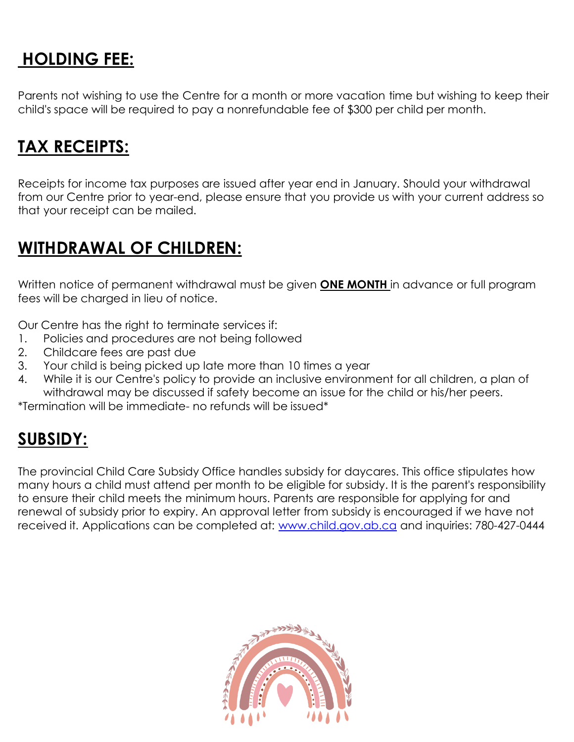## **HOLDING FEE:**

Parents not wishing to use the Centre for a month or more vacation time but wishing to keep their child's space will be required to pay a nonrefundable fee of $300 per child per month.

## **TAX RECEIPTS:**

Receipts for income tax purposes are issued after year end in January. Should your withdrawal from our Centre prior to year-end, please ensure that you provide us with your current address so that your receipt can be mailed.

## **WITHDRAWAL OF CHILDREN:**

Written notice of permanent withdrawal must be given **ONE MONTH** in advance or full program fees will be charged in lieu of notice.

Our Centre has the right to terminate services if:

1. Policies and procedures are not being followed
2. Childcare fees are past due
3. Your child is being picked up late more than 10 times a year
4. While it is our Centre's policy to provide an inclusive environment for all children, a plan of withdrawal may be discussed if safety become an issue for the child or his/her peers.

*Termination will be immediate- no refunds will be issued*

## **SUBSIDY:**

The provincial Child Care Subsidy Office handles subsidy for daycares. This office stipulates how many hours a child must attend per month to be eligible for subsidy. It is the parent's responsibility to ensure their child meets the minimum hours. Parents are responsible for applying for and renewal of subsidy prior to expiry. An approval letter from subsidy is encouraged if we have not received it. Applications can be completed at: www.child.gov.ab.ca and inquiries: 780-427-0444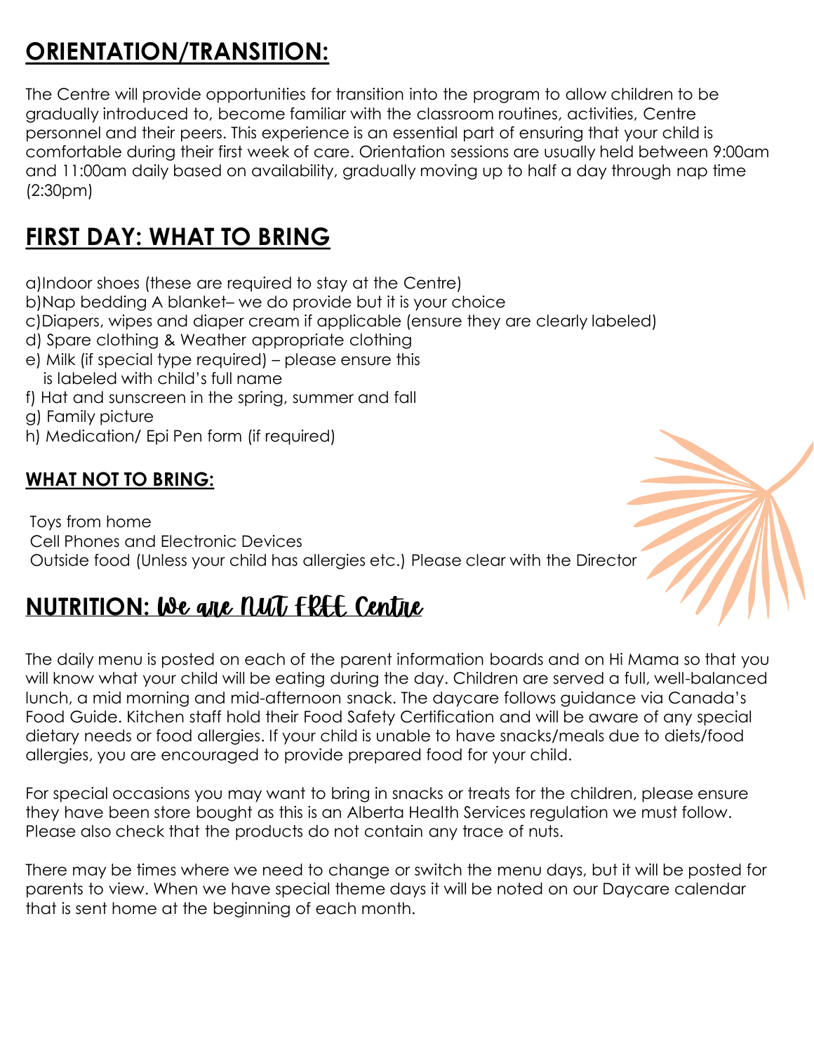# ORIENTATION/TRANSITION:

The Centre will provide opportunities for transition into the program to allow children to be gradually introduced to, become familiar with the classroom routines, activities, Centre personnel and their peers. This experience is an essential part of ensuring that your child is comfortable during their first week of care. Orientation sessions are usually held between 9:00am and 11:00am daily based on availability, gradually moving up to half a day through nap time (2:30pm)

# FIRST DAY: WHAT TO BRING

a)Indoor shoes (these are required to stay at the Centre)
b)Nap bedding A blanket– we do provide but it is your choice
c)Diapers, wipes and diaper cream if applicable (ensure they are clearly labeled)
d) Spare clothing & Weather appropriate clothing
e) Milk (if special type required) – please ensure this is labeled with child's full name
f) Hat and sunscreen in the spring, summer and fall
g) Family picture
h) Medication/ Epi Pen form (if required)

## WHAT NOT TO BRING:

Toys from home
Cell Phones and Electronic Devices
Outside food (Unless your child has allergies etc.) Please clear with the Director

# NUTRITION: We are NUT FREE Centre

The daily menu is posted on each of the parent information boards and on Hi Mama so that you will know what your child will be eating during the day. Children are served a full, well-balanced lunch, a mid morning and mid-afternoon snack. The daycare follows guidance via Canada's Food Guide. Kitchen staff hold their Food Safety Certification and will be aware of any special dietary needs or food allergies. If your child is unable to have snacks/meals due to diets/food allergies, you are encouraged to provide prepared food for your child.

For special occasions you may want to bring in snacks or treats for the children, please ensure they have been store bought as this is an Alberta Health Services regulation we must follow. Please also check that the products do not contain any trace of nuts.

There may be times where we need to change or switch the menu days, but it will be posted for parents to view. When we have special theme days it will be noted on our Daycare calendar that is sent home at the beginning of each month.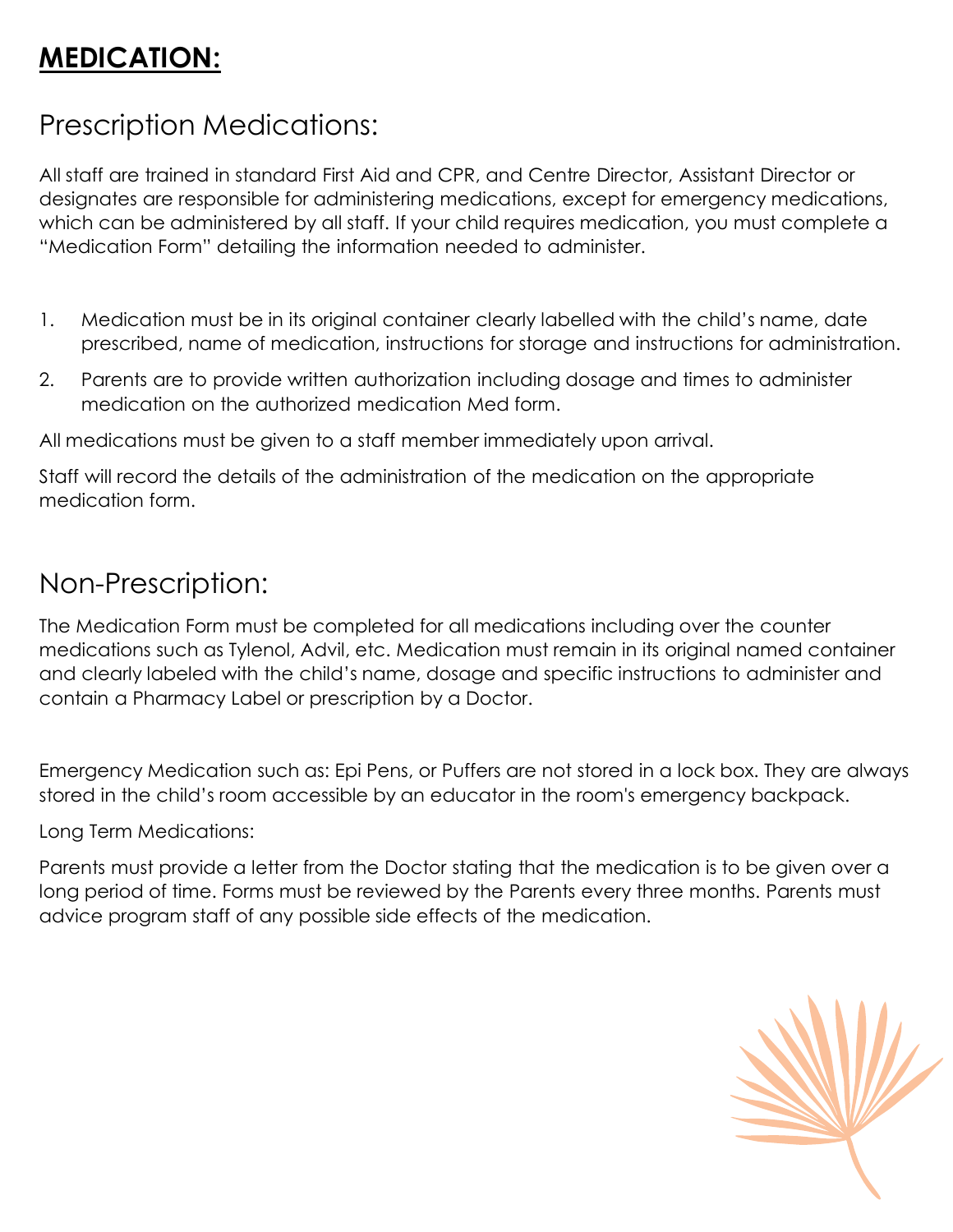# **MEDICATION:**

## Prescription Medications:

All staff are trained in standard First Aid and CPR, and Centre Director, Assistant Director or designates are responsible for administering medications, except for emergency medications, which can be administered by all staff. If your child requires medication, you must complete a "Medication Form" detailing the information needed to administer.

1. Medication must be in its original container clearly labelled with the child's name, date prescribed, name of medication, instructions for storage and instructions for administration.
2. Parents are to provide written authorization including dosage and times to administer medication on the authorized medication Med form.

All medications must be given to a staff member immediately upon arrival.

Staff will record the details of the administration of the medication on the appropriate medication form.

## Non-Prescription:

The Medication Form must be completed for all medications including over the counter medications such as Tylenol, Advil, etc. Medication must remain in its original named container and clearly labeled with the child's name, dosage and specific instructions to administer and contain a Pharmacy Label or prescription by a Doctor.

Emergency Medication such as: Epi Pens, or Puffers are not stored in a lock box. They are always stored in the child's room accessible by an educator in the room's emergency backpack.

Long Term Medications:

Parents must provide a letter from the Doctor stating that the medication is to be given over a long period of time. Forms must be reviewed by the Parents every three months. Parents must advice program staff of any possible side effects of the medication.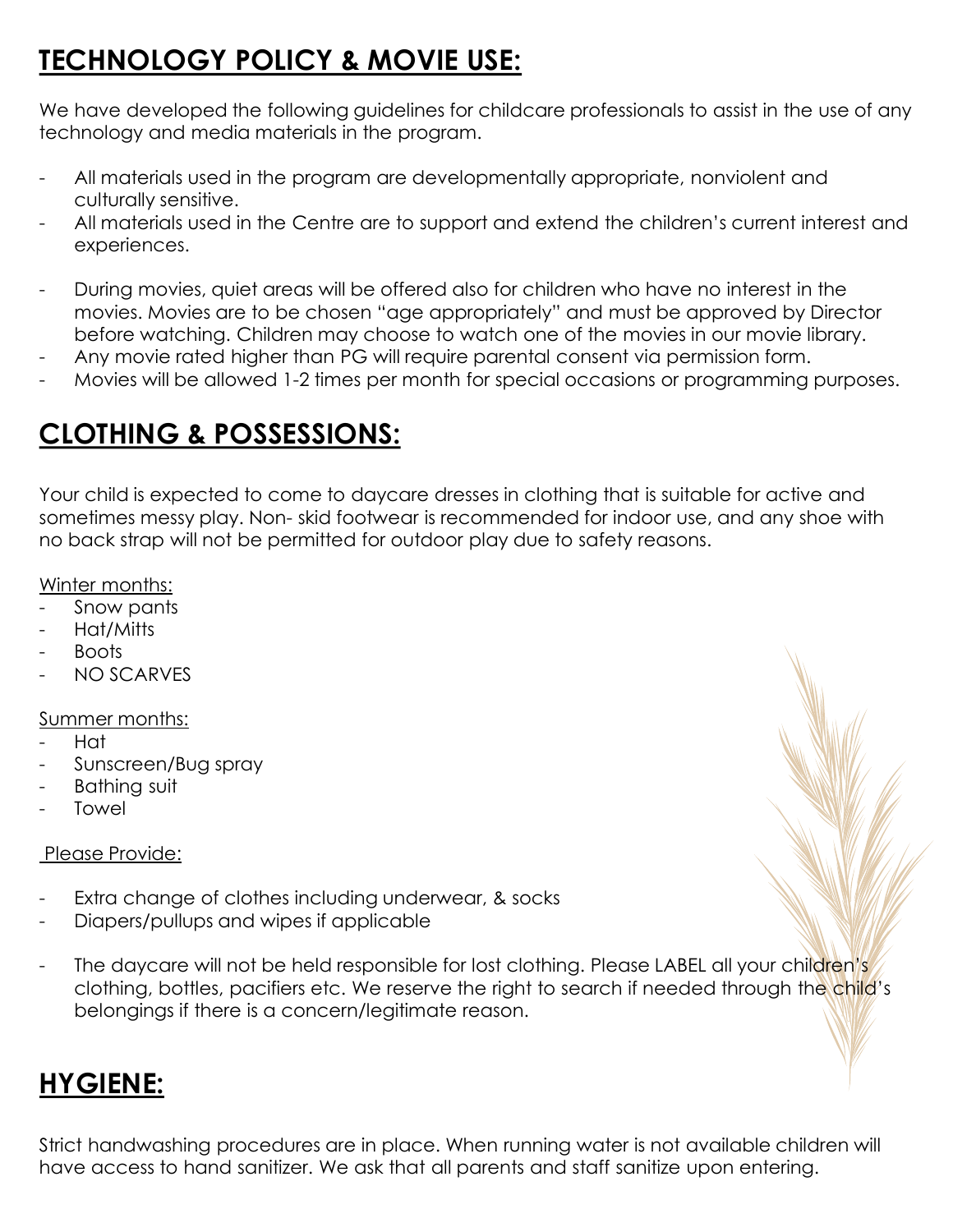## TECHNOLOGY POLICY & MOVIE USE:

We have developed the following guidelines for childcare professionals to assist in the use of any technology and media materials in the program.

- All materials used in the program are developmentally appropriate, nonviolent and culturally sensitive.
- All materials used in the Centre are to support and extend the children's current interest and experiences.
- During movies, quiet areas will be offered also for children who have no interest in the movies. Movies are to be chosen "age appropriately" and must be approved by Director before watching. Children may choose to watch one of the movies in our movie library.
- Any movie rated higher than PG will require parental consent via permission form.
- Movies will be allowed 1-2 times per month for special occasions or programming purposes.

## CLOTHING & POSSESSIONS:

Your child is expected to come to daycare dresses in clothing that is suitable for active and sometimes messy play. Non- skid footwear is recommended for indoor use, and any shoe with no back strap will not be permitted for outdoor play due to safety reasons.

Winter months:
- Snow pants
- Hat/Mitts
- Boots
- NO SCARVES

Summer months:
- Hat
- Sunscreen/Bug spray
- Bathing suit
- Towel

Please Provide:

- Extra change of clothes including underwear, & socks
- Diapers/pullups and wipes if applicable
- The daycare will not be held responsible for lost clothing. Please LABEL all your children's clothing, bottles, pacifiers etc. We reserve the right to search if needed through the child's belongings if there is a concern/legitimate reason.

## HYGIENE:

Strict handwashing procedures are in place. When running water is not available children will have access to hand sanitizer. We ask that all parents and staff sanitize upon entering.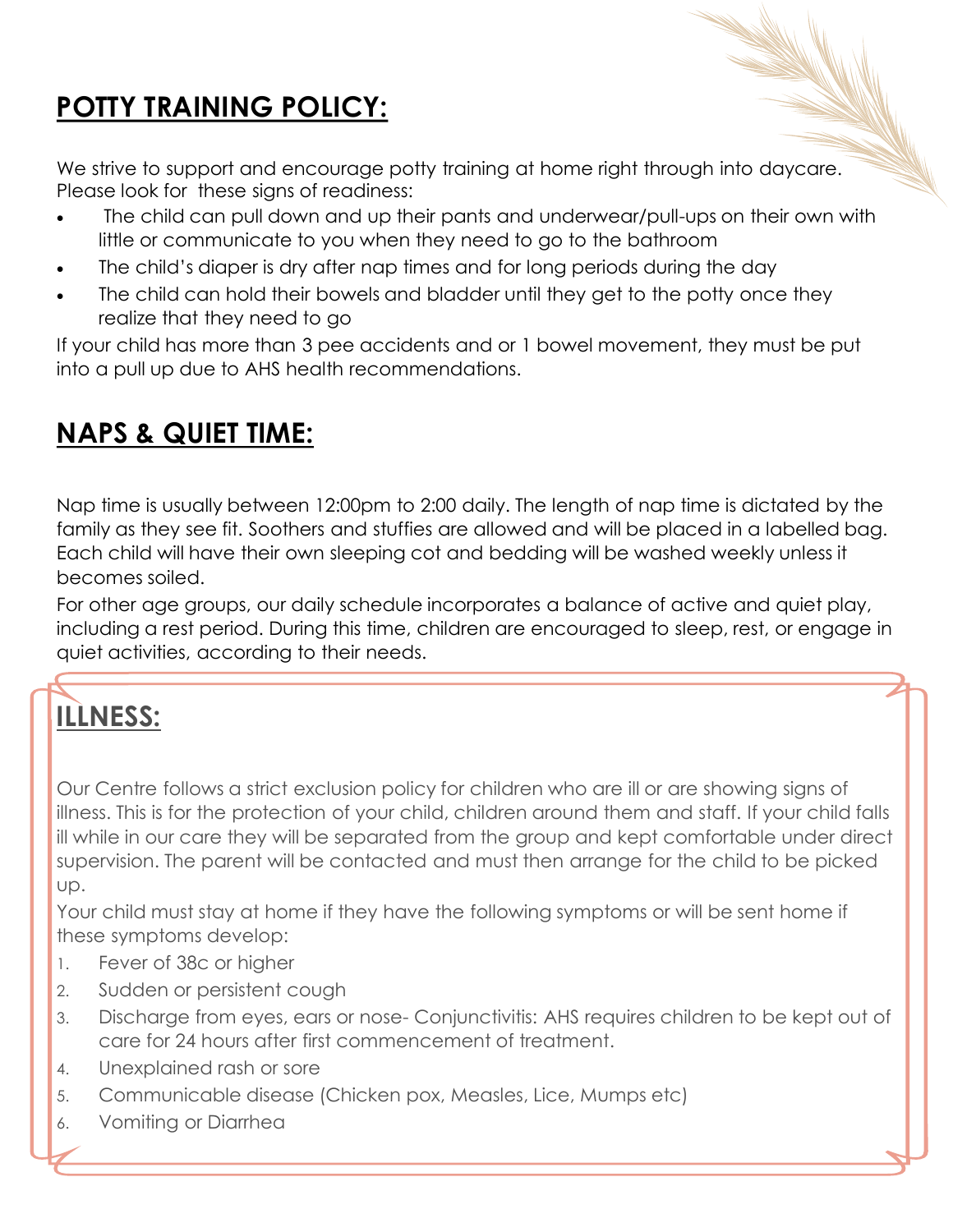## **POTTY TRAINING POLICY:**

We strive to support and encourage potty training at home right through into daycare. Please look for these signs of readiness:

- The child can pull down and up their pants and underwear/pull-ups on their own with little or communicate to you when they need to go to the bathroom
- The child's diaper is dry after nap times and for long periods during the day
- The child can hold their bowels and bladder until they get to the potty once they realize that they need to go

If your child has more than 3 pee accidents and or 1 bowel movement, they must be put into a pull up due to AHS health recommendations.

## **NAPS & QUIET TIME:**

Nap time is usually between 12:00pm to 2:00 daily. The length of nap time is dictated by the family as they see fit. Soothers and stuffies are allowed and will be placed in a labelled bag. Each child will have their own sleeping cot and bedding will be washed weekly unless it becomes soiled.

For other age groups, our daily schedule incorporates a balance of active and quiet play, including a rest period. During this time, children are encouraged to sleep, rest, or engage in quiet activities, according to their needs.

## **ILLNESS:**

Our Centre follows a strict exclusion policy for children who are ill or are showing signs of illness. This is for the protection of your child, children around them and staff. If your child falls ill while in our care they will be separated from the group and kept comfortable under direct supervision. The parent will be contacted and must then arrange for the child to be picked up.

Your child must stay at home if they have the following symptoms or will be sent home if these symptoms develop:

1. Fever of 38c or higher
2. Sudden or persistent cough
3. Discharge from eyes, ears or nose- Conjunctivitis: AHS requires children to be kept out of care for 24 hours after first commencement of treatment.
4. Unexplained rash or sore
5. Communicable disease (Chicken pox, Measles, Lice, Mumps etc)
6. Vomiting or Diarrhea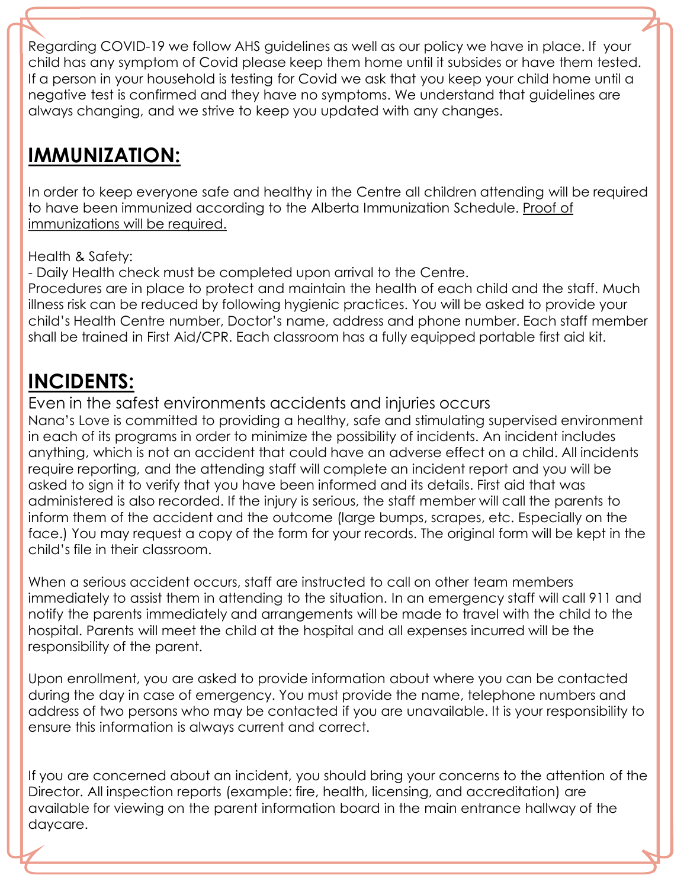Regarding COVID-19 we follow AHS guidelines as well as our policy we have in place. If your child has any symptom of Covid please keep them home until it subsides or have them tested. If a person in your household is testing for Covid we ask that you keep your child home until a negative test is confirmed and they have no symptoms. We understand that guidelines are always changing, and we strive to keep you updated with any changes.

## IMMUNIZATION:

In order to keep everyone safe and healthy in the Centre all children attending will be required to have been immunized according to the Alberta Immunization Schedule. Proof of immunizations will be required.

Health & Safety:

- Daily Health check must be completed upon arrival to the Centre.

Procedures are in place to protect and maintain the health of each child and the staff. Much illness risk can be reduced by following hygienic practices. You will be asked to provide your child's Health Centre number, Doctor's name, address and phone number. Each staff member shall be trained in First Aid/CPR. Each classroom has a fully equipped portable first aid kit.

## INCIDENTS:

Even in the safest environments accidents and injuries occurs

Nana's Love is committed to providing a healthy, safe and stimulating supervised environment in each of its programs in order to minimize the possibility of incidents. An incident includes anything, which is not an accident that could have an adverse effect on a child. All incidents require reporting, and the attending staff will complete an incident report and you will be asked to sign it to verify that you have been informed and its details. First aid that was administered is also recorded. If the injury is serious, the staff member will call the parents to inform them of the accident and the outcome (large bumps, scrapes, etc. Especially on the face.) You may request a copy of the form for your records. The original form will be kept in the child's file in their classroom.

When a serious accident occurs, staff are instructed to call on other team members immediately to assist them in attending to the situation. In an emergency staff will call 911 and notify the parents immediately and arrangements will be made to travel with the child to the hospital. Parents will meet the child at the hospital and all expenses incurred will be the responsibility of the parent.

Upon enrollment, you are asked to provide information about where you can be contacted during the day in case of emergency. You must provide the name, telephone numbers and address of two persons who may be contacted if you are unavailable. It is your responsibility to ensure this information is always current and correct.

If you are concerned about an incident, you should bring your concerns to the attention of the Director. All inspection reports (example: fire, health, licensing, and accreditation) are available for viewing on the parent information board in the main entrance hallway of the daycare.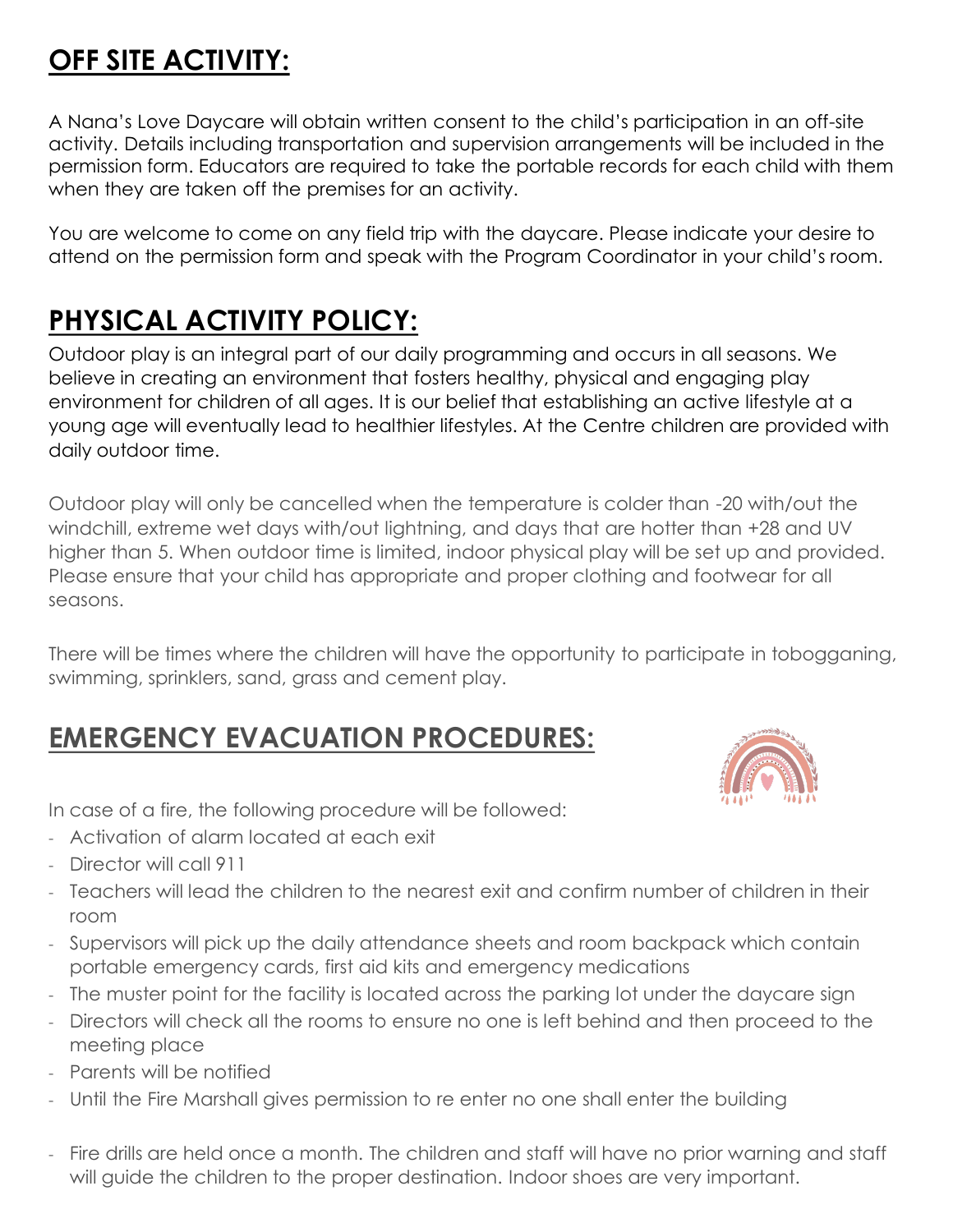## OFF SITE ACTIVITY:

A Nana's Love Daycare will obtain written consent to the child's participation in an off-site activity. Details including transportation and supervision arrangements will be included in the permission form. Educators are required to take the portable records for each child with them when they are taken off the premises for an activity.

You are welcome to come on any field trip with the daycare. Please indicate your desire to attend on the permission form and speak with the Program Coordinator in your child's room.

## PHYSICAL ACTIVITY POLICY:

Outdoor play is an integral part of our daily programming and occurs in all seasons. We believe in creating an environment that fosters healthy, physical and engaging play environment for children of all ages. It is our belief that establishing an active lifestyle at a young age will eventually lead to healthier lifestyles. At the Centre children are provided with daily outdoor time.

Outdoor play will only be cancelled when the temperature is colder than -20 with/out the windchill, extreme wet days with/out lightning, and days that are hotter than +28 and UV higher than 5. When outdoor time is limited, indoor physical play will be set up and provided. Please ensure that your child has appropriate and proper clothing and footwear for all seasons.

There will be times where the children will have the opportunity to participate in tobogganing, swimming, sprinklers, sand, grass and cement play.

## EMERGENCY EVACUATION PROCEDURES:

In case of a fire, the following procedure will be followed:

- Activation of alarm located at each exit
- Director will call 911
- Teachers will lead the children to the nearest exit and confirm number of children in their room
- Supervisors will pick up the daily attendance sheets and room backpack which contain portable emergency cards, first aid kits and emergency medications
- The muster point for the facility is located across the parking lot under the daycare sign
- Directors will check all the rooms to ensure no one is left behind and then proceed to the meeting place
- Parents will be notified
- Until the Fire Marshall gives permission to re enter no one shall enter the building

- Fire drills are held once a month. The children and staff will have no prior warning and staff will guide the children to the proper destination. Indoor shoes are very important.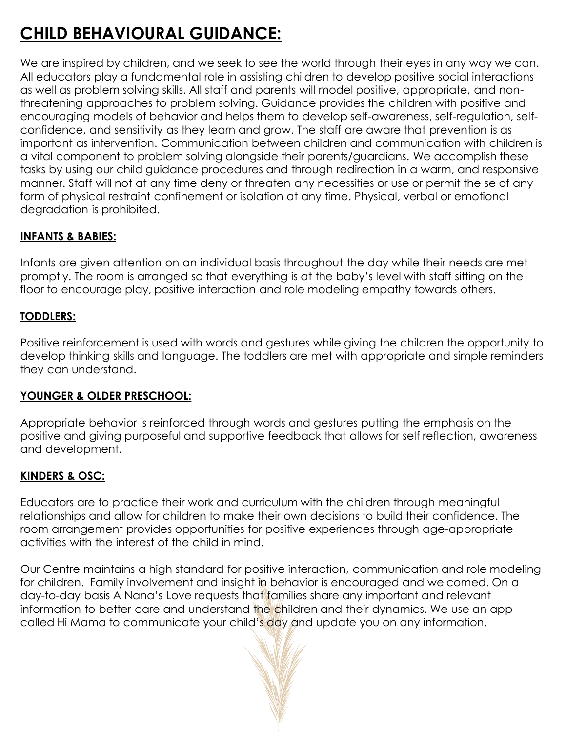## CHILD BEHAVIOURAL GUIDANCE:

We are inspired by children, and we seek to see the world through their eyes in any way we can. All educators play a fundamental role in assisting children to develop positive social interactions as well as problem solving skills. All staff and parents will model positive, appropriate, and non-threatening approaches to problem solving. Guidance provides the children with positive and encouraging models of behavior and helps them to develop self-awareness, self-regulation, self-confidence, and sensitivity as they learn and grow. The staff are aware that prevention is as important as intervention. Communication between children and communication with children is a vital component to problem solving alongside their parents/guardians. We accomplish these tasks by using our child guidance procedures and through redirection in a warm, and responsive manner. Staff will not at any time deny or threaten any necessities or use or permit the se of any form of physical restraint confinement or isolation at any time. Physical, verbal or emotional degradation is prohibited.

### INFANTS & BABIES:

Infants are given attention on an individual basis throughout the day while their needs are met promptly. The room is arranged so that everything is at the baby's level with staff sitting on the floor to encourage play, positive interaction and role modeling empathy towards others.

### TODDLERS:

Positive reinforcement is used with words and gestures while giving the children the opportunity to develop thinking skills and language. The toddlers are met with appropriate and simple reminders they can understand.

### YOUNGER & OLDER PRESCHOOL:

Appropriate behavior is reinforced through words and gestures putting the emphasis on the positive and giving purposeful and supportive feedback that allows for self reflection, awareness and development.

### KINDERS & OSC:

Educators are to practice their work and curriculum with the children through meaningful relationships and allow for children to make their own decisions to build their confidence. The room arrangement provides opportunities for positive experiences through age-appropriate activities with the interest of the child in mind.

Our Centre maintains a high standard for positive interaction, communication and role modeling for children. Family involvement and insight in behavior is encouraged and welcomed. On a day-to-day basis A Nana's Love requests that families share any important and relevant information to better care and understand the children and their dynamics. We use an app called Hi Mama to communicate your child's day and update you on any information.